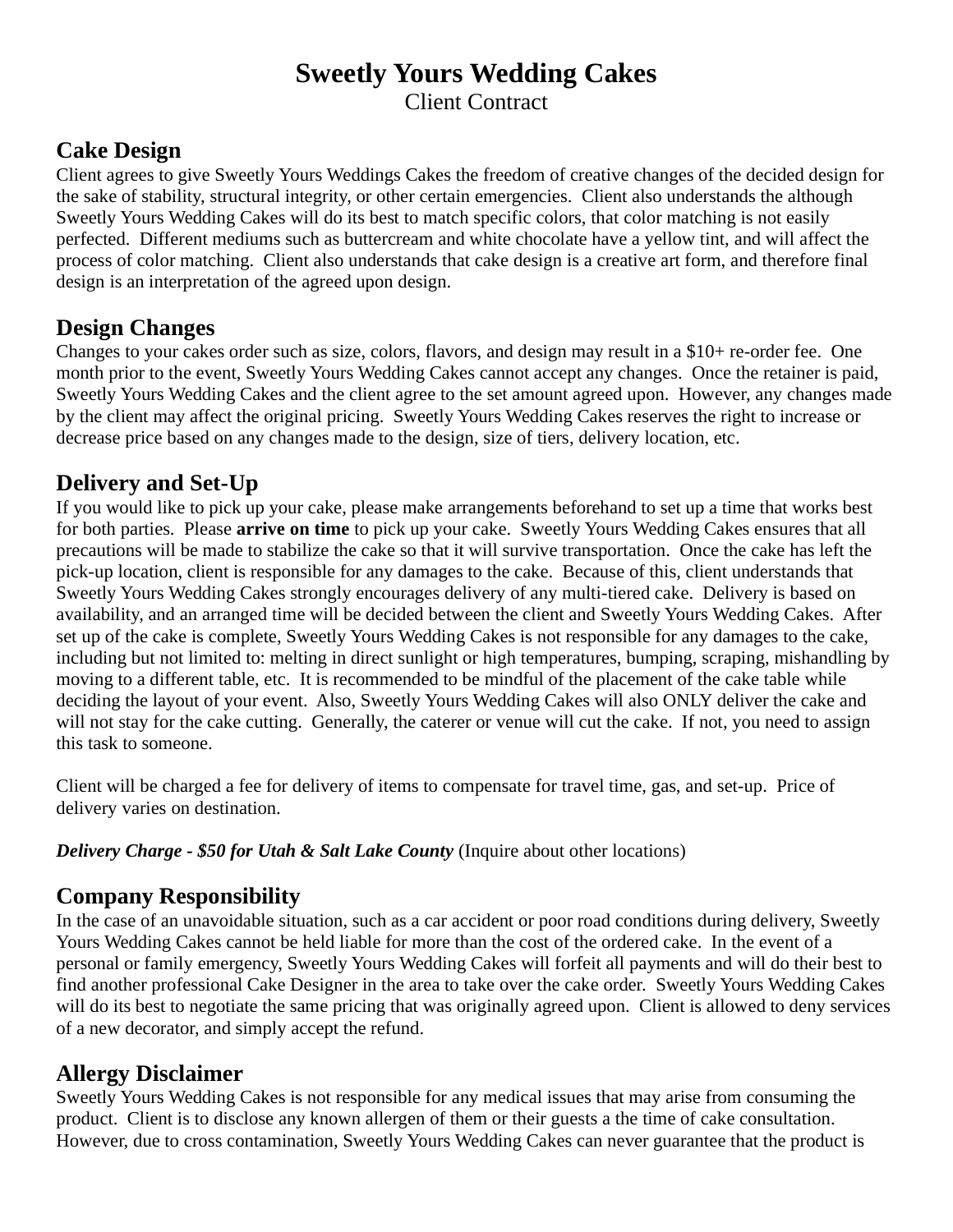# Sweetly Yours Wedding Cakes

Client Contract

## Cake Design

Client agrees to give Sweetly Yours Weddings Cakes the freedom of creative changes of the decided design for the sake of stability, structural integrity, or other certain emergencies. Client also understands the although Sweetly Yours Wedding Cakes will do its best to match specific colors, that color matching is not easily perfected. Different mediums such as buttercream and white chocolate have a yellow tint, and will affect the process of color matching. Client also understands that cake design is a creative art form, and therefore final design is an interpretation of the agreed upon design.

## Design Changes

Changes to your cakes order such as size, colors, flavors, and design may result in a $10+ re-order fee. One month prior to the event, Sweetly Yours Wedding Cakes cannot accept any changes. Once the retainer is paid, Sweetly Yours Wedding Cakes and the client agree to the set amount agreed upon. However, any changes made by the client may affect the original pricing. Sweetly Yours Wedding Cakes reserves the right to increase or decrease price based on any changes made to the design, size of tiers, delivery location, etc.

## Delivery and Set-Up

If you would like to pick up your cake, please make arrangements beforehand to set up a time that works best for both parties. Please **arrive on time** to pick up your cake. Sweetly Yours Wedding Cakes ensures that all precautions will be made to stabilize the cake so that it will survive transportation. Once the cake has left the pick-up location, client is responsible for any damages to the cake. Because of this, client understands that Sweetly Yours Wedding Cakes strongly encourages delivery of any multi-tiered cake. Delivery is based on availability, and an arranged time will be decided between the client and Sweetly Yours Wedding Cakes. After set up of the cake is complete, Sweetly Yours Wedding Cakes is not responsible for any damages to the cake, including but not limited to: melting in direct sunlight or high temperatures, bumping, scraping, mishandling by moving to a different table, etc. It is recommended to be mindful of the placement of the cake table while deciding the layout of your event. Also, Sweetly Yours Wedding Cakes will also ONLY deliver the cake and will not stay for the cake cutting. Generally, the caterer or venue will cut the cake. If not, you need to assign this task to someone.

Client will be charged a fee for delivery of items to compensate for travel time, gas, and set-up. Price of delivery varies on destination.

***Delivery Charge - $50 for Utah & Salt Lake County*** (Inquire about other locations)

## Company Responsibility

In the case of an unavoidable situation, such as a car accident or poor road conditions during delivery, Sweetly Yours Wedding Cakes cannot be held liable for more than the cost of the ordered cake. In the event of a personal or family emergency, Sweetly Yours Wedding Cakes will forfeit all payments and will do their best to find another professional Cake Designer in the area to take over the cake order. Sweetly Yours Wedding Cakes will do its best to negotiate the same pricing that was originally agreed upon. Client is allowed to deny services of a new decorator, and simply accept the refund.

## Allergy Disclaimer

Sweetly Yours Wedding Cakes is not responsible for any medical issues that may arise from consuming the product. Client is to disclose any known allergen of them or their guests a the time of cake consultation. However, due to cross contamination, Sweetly Yours Wedding Cakes can never guarantee that the product is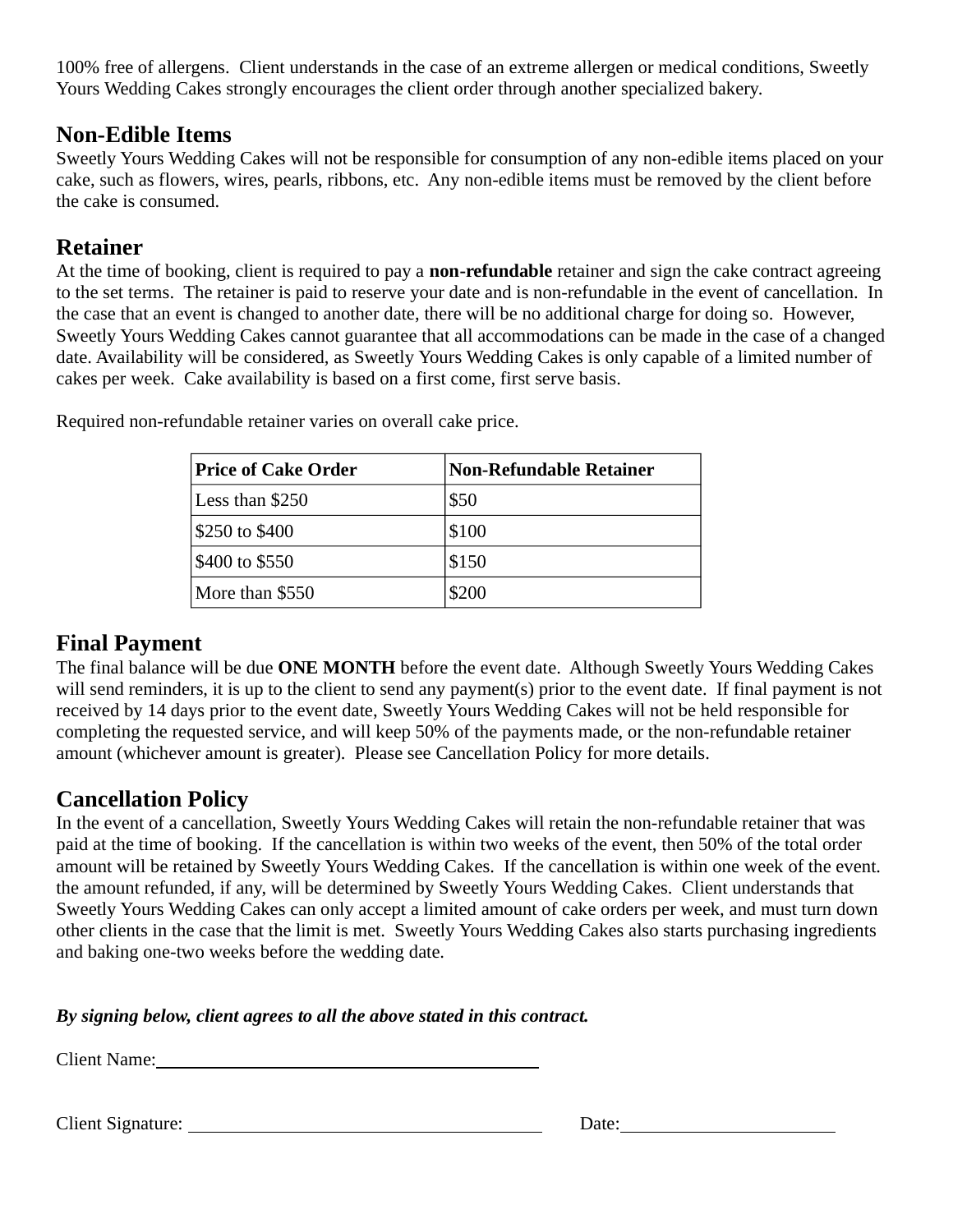100% free of allergens. Client understands in the case of an extreme allergen or medical conditions, Sweetly Yours Wedding Cakes strongly encourages the client order through another specialized bakery.

## Non-Edible Items

Sweetly Yours Wedding Cakes will not be responsible for consumption of any non-edible items placed on your cake, such as flowers, wires, pearls, ribbons, etc. Any non-edible items must be removed by the client before the cake is consumed.

## Retainer

At the time of booking, client is required to pay a **non-refundable** retainer and sign the cake contract agreeing to the set terms. The retainer is paid to reserve your date and is non-refundable in the event of cancellation. In the case that an event is changed to another date, there will be no additional charge for doing so. However, Sweetly Yours Wedding Cakes cannot guarantee that all accommodations can be made in the case of a changed date. Availability will be considered, as Sweetly Yours Wedding Cakes is only capable of a limited number of cakes per week. Cake availability is based on a first come, first serve basis.

Required non-refundable retainer varies on overall cake price.

| Price of Cake Order | Non-Refundable Retainer |
| --- | --- |
| Less than $250 | $50 |
| $250 to $400 | $100 |
| $400 to $550 | $150 |
| More than $550 | $200 |

## Final Payment

The final balance will be due **ONE MONTH** before the event date. Although Sweetly Yours Wedding Cakes will send reminders, it is up to the client to send any payment(s) prior to the event date. If final payment is not received by 14 days prior to the event date, Sweetly Yours Wedding Cakes will not be held responsible for completing the requested service, and will keep 50% of the payments made, or the non-refundable retainer amount (whichever amount is greater). Please see Cancellation Policy for more details.

## Cancellation Policy

In the event of a cancellation, Sweetly Yours Wedding Cakes will retain the non-refundable retainer that was paid at the time of booking. If the cancellation is within two weeks of the event, then 50% of the total order amount will be retained by Sweetly Yours Wedding Cakes. If the cancellation is within one week of the event. the amount refunded, if any, will be determined by Sweetly Yours Wedding Cakes. Client understands that Sweetly Yours Wedding Cakes can only accept a limited amount of cake orders per week, and must turn down other clients in the case that the limit is met. Sweetly Yours Wedding Cakes also starts purchasing ingredients and baking one-two weeks before the wedding date.

***By signing below, client agrees to all the above stated in this contract.***

Client Name:\_\_\_\_\_\_\_\_\_\_\_\_\_\_\_\_\_\_\_\_\_\_\_\_\_\_\_\_\_\_\_\_\_\_\_\_\_\_\_\_

Client Signature: \_\_\_\_\_\_\_\_\_\_\_\_\_\_\_\_\_\_\_\_\_\_\_\_\_\_\_\_\_\_\_\_\_\_\_\_ Date:\_\_\_\_\_\_\_\_\_\_\_\_\_\_\_\_\_\_\_\_\_\_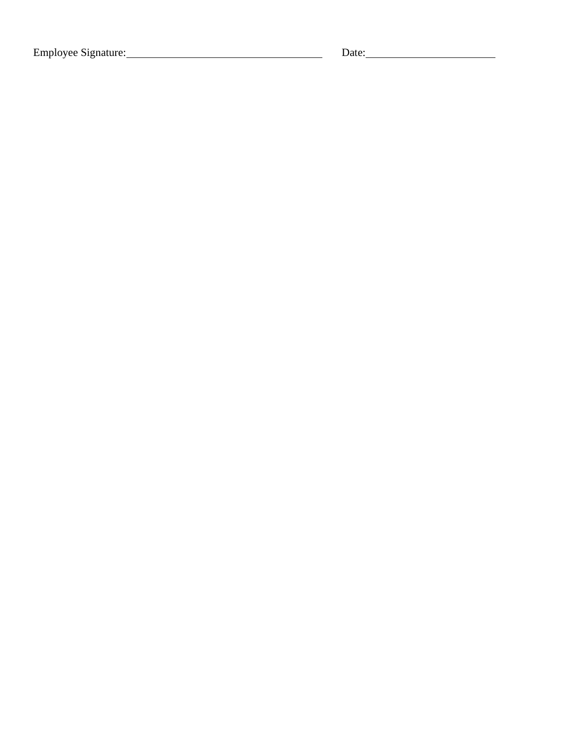Employee Signature:\_\_\_\_\_\_\_\_\_\_\_\_\_\_\_\_\_\_\_\_\_\_\_\_\_\_\_\_\_\_\_\_\_\_\_\_ Date:\_\_\_\_\_\_\_\_\_\_\_\_\_\_\_\_\_\_\_\_\_\_\_\_